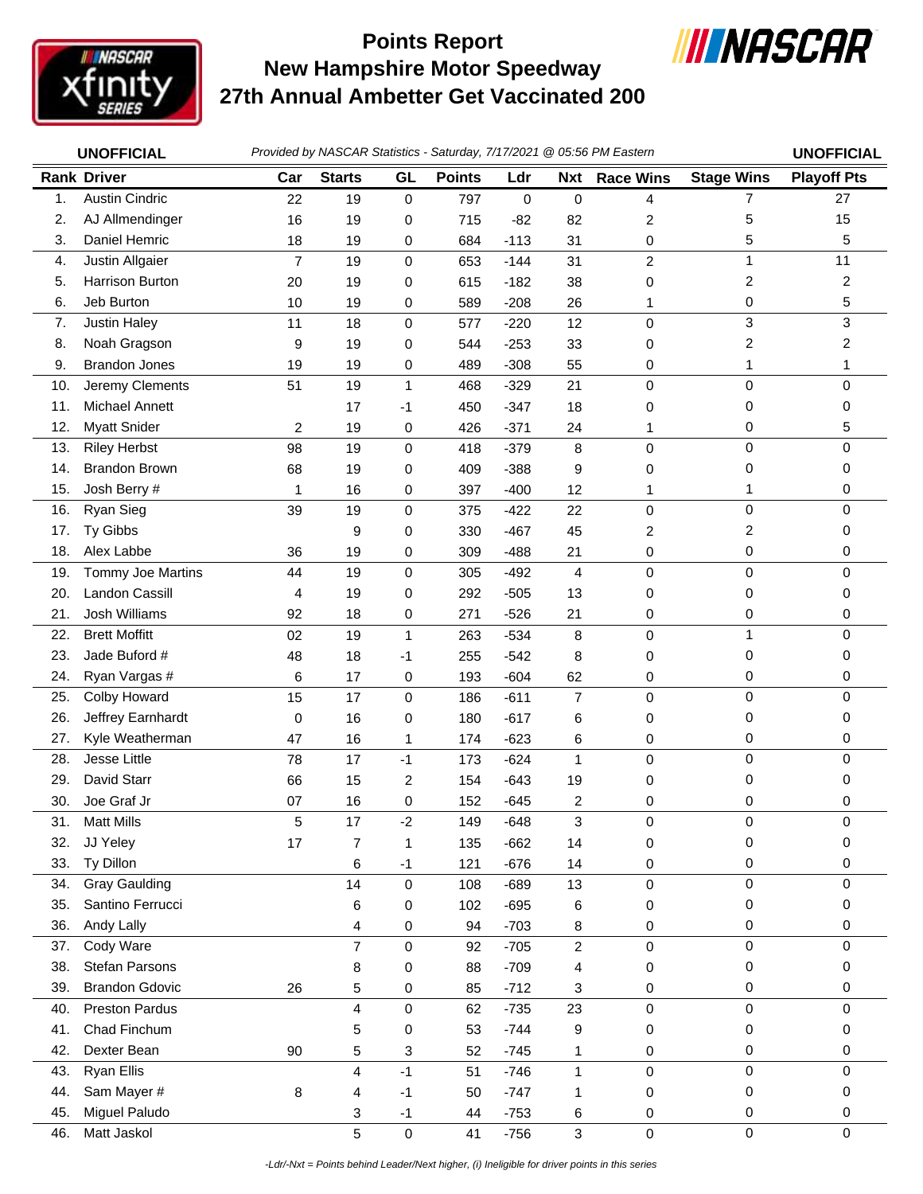# Points Report
# New Hampshire Motor Speedway
# 27th Annual Ambetter Get Vaccinated 200

**UNOFFICIAL** *Provided by NASCAR Statistics - Saturday, 7/17/2021 @ 05:56 PM Eastern* **UNOFFICIAL**

| Rank | Driver | Car | Starts | GL | Points | Ldr | Nxt | Race Wins | Stage Wins | Playoff Pts |
|---|---|---|---|---|---|---|---|---|---|---|
| 1. | Austin Cindric | 22 | 19 | 0 | 797 | 0 | 0 | 4 | 7 | 27 |
| 2. | AJ Allmendinger | 16 | 19 | 0 | 715 | -82 | 82 | 2 | 5 | 15 |
| 3. | Daniel Hemric | 18 | 19 | 0 | 684 | -113 | 31 | 0 | 5 | 5 |
| 4. | Justin Allgaier | 7 | 19 | 0 | 653 | -144 | 31 | 2 | 1 | 11 |
| 5. | Harrison Burton | 20 | 19 | 0 | 615 | -182 | 38 | 0 | 2 | 2 |
| 6. | Jeb Burton | 10 | 19 | 0 | 589 | -208 | 26 | 1 | 0 | 5 |
| 7. | Justin Haley | 11 | 18 | 0 | 577 | -220 | 12 | 0 | 3 | 3 |
| 8. | Noah Gragson | 9 | 19 | 0 | 544 | -253 | 33 | 0 | 2 | 2 |
| 9. | Brandon Jones | 19 | 19 | 0 | 489 | -308 | 55 | 0 | 1 | 1 |
| 10. | Jeremy Clements | 51 | 19 | 1 | 468 | -329 | 21 | 0 | 0 | 0 |
| 11. | Michael Annett | | 17 | -1 | 450 | -347 | 18 | 0 | 0 | 0 |
| 12. | Myatt Snider | 2 | 19 | 0 | 426 | -371 | 24 | 1 | 0 | 5 |
| 13. | Riley Herbst | 98 | 19 | 0 | 418 | -379 | 8 | 0 | 0 | 0 |
| 14. | Brandon Brown | 68 | 19 | 0 | 409 | -388 | 9 | 0 | 0 | 0 |
| 15. | Josh Berry # | 1 | 16 | 0 | 397 | -400 | 12 | 1 | 1 | 0 |
| 16. | Ryan Sieg | 39 | 19 | 0 | 375 | -422 | 22 | 0 | 0 | 0 |
| 17. | Ty Gibbs | | 9 | 0 | 330 | -467 | 45 | 2 | 2 | 0 |
| 18. | Alex Labbe | 36 | 19 | 0 | 309 | -488 | 21 | 0 | 0 | 0 |
| 19. | Tommy Joe Martins | 44 | 19 | 0 | 305 | -492 | 4 | 0 | 0 | 0 |
| 20. | Landon Cassill | 4 | 19 | 0 | 292 | -505 | 13 | 0 | 0 | 0 |
| 21. | Josh Williams | 92 | 18 | 0 | 271 | -526 | 21 | 0 | 0 | 0 |
| 22. | Brett Moffitt | 02 | 19 | 1 | 263 | -534 | 8 | 0 | 1 | 0 |
| 23. | Jade Buford # | 48 | 18 | -1 | 255 | -542 | 8 | 0 | 0 | 0 |
| 24. | Ryan Vargas # | 6 | 17 | 0 | 193 | -604 | 62 | 0 | 0 | 0 |
| 25. | Colby Howard | 15 | 17 | 0 | 186 | -611 | 7 | 0 | 0 | 0 |
| 26. | Jeffrey Earnhardt | 0 | 16 | 0 | 180 | -617 | 6 | 0 | 0 | 0 |
| 27. | Kyle Weatherman | 47 | 16 | 1 | 174 | -623 | 6 | 0 | 0 | 0 |
| 28. | Jesse Little | 78 | 17 | -1 | 173 | -624 | 1 | 0 | 0 | 0 |
| 29. | David Starr | 66 | 15 | 2 | 154 | -643 | 19 | 0 | 0 | 0 |
| 30. | Joe Graf Jr | 07 | 16 | 0 | 152 | -645 | 2 | 0 | 0 | 0 |
| 31. | Matt Mills | 5 | 17 | -2 | 149 | -648 | 3 | 0 | 0 | 0 |
| 32. | JJ Yeley | 17 | 7 | 1 | 135 | -662 | 14 | 0 | 0 | 0 |
| 33. | Ty Dillon | | 6 | -1 | 121 | -676 | 14 | 0 | 0 | 0 |
| 34. | Gray Gaulding | | 14 | 0 | 108 | -689 | 13 | 0 | 0 | 0 |
| 35. | Santino Ferrucci | | 6 | 0 | 102 | -695 | 6 | 0 | 0 | 0 |
| 36. | Andy Lally | | 4 | 0 | 94 | -703 | 8 | 0 | 0 | 0 |
| 37. | Cody Ware | | 7 | 0 | 92 | -705 | 2 | 0 | 0 | 0 |
| 38. | Stefan Parsons | | 8 | 0 | 88 | -709 | 4 | 0 | 0 | 0 |
| 39. | Brandon Gdovic | 26 | 5 | 0 | 85 | -712 | 3 | 0 | 0 | 0 |
| 40. | Preston Pardus | | 4 | 0 | 62 | -735 | 23 | 0 | 0 | 0 |
| 41. | Chad Finchum | | 5 | 0 | 53 | -744 | 9 | 0 | 0 | 0 |
| 42. | Dexter Bean | 90 | 5 | 3 | 52 | -745 | 1 | 0 | 0 | 0 |
| 43. | Ryan Ellis | | 4 | -1 | 51 | -746 | 1 | 0 | 0 | 0 |
| 44. | Sam Mayer # | 8 | 4 | -1 | 50 | -747 | 1 | 0 | 0 | 0 |
| 45. | Miguel Paludo | | 3 | -1 | 44 | -753 | 6 | 0 | 0 | 0 |
| 46. | Matt Jaskol | | 5 | 0 | 41 | -756 | 3 | 0 | 0 | 0 |

*-Ldr/-Nxt = Points behind Leader/Next higher, (i) Ineligible for driver points in this series*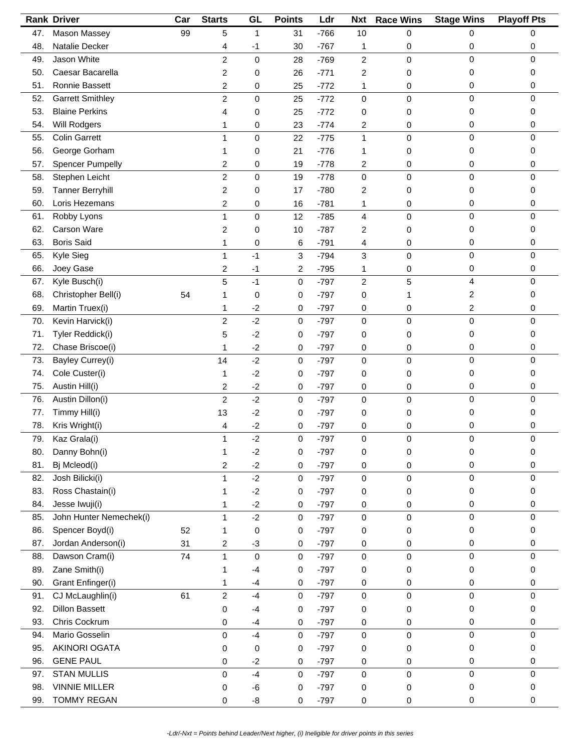| Rank | Driver | Car | Starts | GL | Points | Ldr | Nxt | Race Wins | Stage Wins | Playoff Pts |
|---|---|---|---|---|---|---|---|---|---|---|
| 47. | Mason Massey | 99 | 5 | 1 | 31 | -766 | 10 | 0 | 0 | 0 |
| 48. | Natalie Decker | | 4 | -1 | 30 | -767 | 1 | 0 | 0 | 0 |
| 49. | Jason White | | 2 | 0 | 28 | -769 | 2 | 0 | 0 | 0 |
| 50. | Caesar Bacarella | | 2 | 0 | 26 | -771 | 2 | 0 | 0 | 0 |
| 51. | Ronnie Bassett | | 2 | 0 | 25 | -772 | 1 | 0 | 0 | 0 |
| 52. | Garrett Smithley | | 2 | 0 | 25 | -772 | 0 | 0 | 0 | 0 |
| 53. | Blaine Perkins | | 4 | 0 | 25 | -772 | 0 | 0 | 0 | 0 |
| 54. | Will Rodgers | | 1 | 0 | 23 | -774 | 2 | 0 | 0 | 0 |
| 55. | Colin Garrett | | 1 | 0 | 22 | -775 | 1 | 0 | 0 | 0 |
| 56. | George Gorham | | 1 | 0 | 21 | -776 | 1 | 0 | 0 | 0 |
| 57. | Spencer Pumpelly | | 2 | 0 | 19 | -778 | 2 | 0 | 0 | 0 |
| 58. | Stephen Leicht | | 2 | 0 | 19 | -778 | 0 | 0 | 0 | 0 |
| 59. | Tanner Berryhill | | 2 | 0 | 17 | -780 | 2 | 0 | 0 | 0 |
| 60. | Loris Hezemans | | 2 | 0 | 16 | -781 | 1 | 0 | 0 | 0 |
| 61. | Robby Lyons | | 1 | 0 | 12 | -785 | 4 | 0 | 0 | 0 |
| 62. | Carson Ware | | 2 | 0 | 10 | -787 | 2 | 0 | 0 | 0 |
| 63. | Boris Said | | 1 | 0 | 6 | -791 | 4 | 0 | 0 | 0 |
| 65. | Kyle Sieg | | 1 | -1 | 3 | -794 | 3 | 0 | 0 | 0 |
| 66. | Joey Gase | | 2 | -1 | 2 | -795 | 1 | 0 | 0 | 0 |
| 67. | Kyle Busch(i) | | 5 | -1 | 0 | -797 | 2 | 5 | 4 | 0 |
| 68. | Christopher Bell(i) | 54 | 1 | 0 | 0 | -797 | 0 | 1 | 2 | 0 |
| 69. | Martin Truex(i) | | 1 | -2 | 0 | -797 | 0 | 0 | 2 | 0 |
| 70. | Kevin Harvick(i) | | 2 | -2 | 0 | -797 | 0 | 0 | 0 | 0 |
| 71. | Tyler Reddick(i) | | 5 | -2 | 0 | -797 | 0 | 0 | 0 | 0 |
| 72. | Chase Briscoe(i) | | 1 | -2 | 0 | -797 | 0 | 0 | 0 | 0 |
| 73. | Bayley Currey(i) | | 14 | -2 | 0 | -797 | 0 | 0 | 0 | 0 |
| 74. | Cole Custer(i) | | 1 | -2 | 0 | -797 | 0 | 0 | 0 | 0 |
| 75. | Austin Hill(i) | | 2 | -2 | 0 | -797 | 0 | 0 | 0 | 0 |
| 76. | Austin Dillon(i) | | 2 | -2 | 0 | -797 | 0 | 0 | 0 | 0 |
| 77. | Timmy Hill(i) | | 13 | -2 | 0 | -797 | 0 | 0 | 0 | 0 |
| 78. | Kris Wright(i) | | 4 | -2 | 0 | -797 | 0 | 0 | 0 | 0 |
| 79. | Kaz Grala(i) | | 1 | -2 | 0 | -797 | 0 | 0 | 0 | 0 |
| 80. | Danny Bohn(i) | | 1 | -2 | 0 | -797 | 0 | 0 | 0 | 0 |
| 81. | Bj Mcleod(i) | | 2 | -2 | 0 | -797 | 0 | 0 | 0 | 0 |
| 82. | Josh Bilicki(i) | | 1 | -2 | 0 | -797 | 0 | 0 | 0 | 0 |
| 83. | Ross Chastain(i) | | 1 | -2 | 0 | -797 | 0 | 0 | 0 | 0 |
| 84. | Jesse Iwuji(i) | | 1 | -2 | 0 | -797 | 0 | 0 | 0 | 0 |
| 85. | John Hunter Nemechek(i) | | 1 | -2 | 0 | -797 | 0 | 0 | 0 | 0 |
| 86. | Spencer Boyd(i) | 52 | 1 | 0 | 0 | -797 | 0 | 0 | 0 | 0 |
| 87. | Jordan Anderson(i) | 31 | 2 | -3 | 0 | -797 | 0 | 0 | 0 | 0 |
| 88. | Dawson Cram(i) | 74 | 1 | 0 | 0 | -797 | 0 | 0 | 0 | 0 |
| 89. | Zane Smith(i) | | 1 | -4 | 0 | -797 | 0 | 0 | 0 | 0 |
| 90. | Grant Enfinger(i) | | 1 | -4 | 0 | -797 | 0 | 0 | 0 | 0 |
| 91. | CJ McLaughlin(i) | 61 | 2 | -4 | 0 | -797 | 0 | 0 | 0 | 0 |
| 92. | Dillon Bassett | | 0 | -4 | 0 | -797 | 0 | 0 | 0 | 0 |
| 93. | Chris Cockrum | | 0 | -4 | 0 | -797 | 0 | 0 | 0 | 0 |
| 94. | Mario Gosselin | | 0 | -4 | 0 | -797 | 0 | 0 | 0 | 0 |
| 95. | AKINORI OGATA | | 0 | 0 | 0 | -797 | 0 | 0 | 0 | 0 |
| 96. | GENE PAUL | | 0 | -2 | 0 | -797 | 0 | 0 | 0 | 0 |
| 97. | STAN MULLIS | | 0 | -4 | 0 | -797 | 0 | 0 | 0 | 0 |
| 98. | VINNIE MILLER | | 0 | -6 | 0 | -797 | 0 | 0 | 0 | 0 |
| 99. | TOMMY REGAN | | 0 | -8 | 0 | -797 | 0 | 0 | 0 | 0 |

*-Ldr/-Nxt = Points behind Leader/Next higher, (i) Ineligible for driver points in this series*